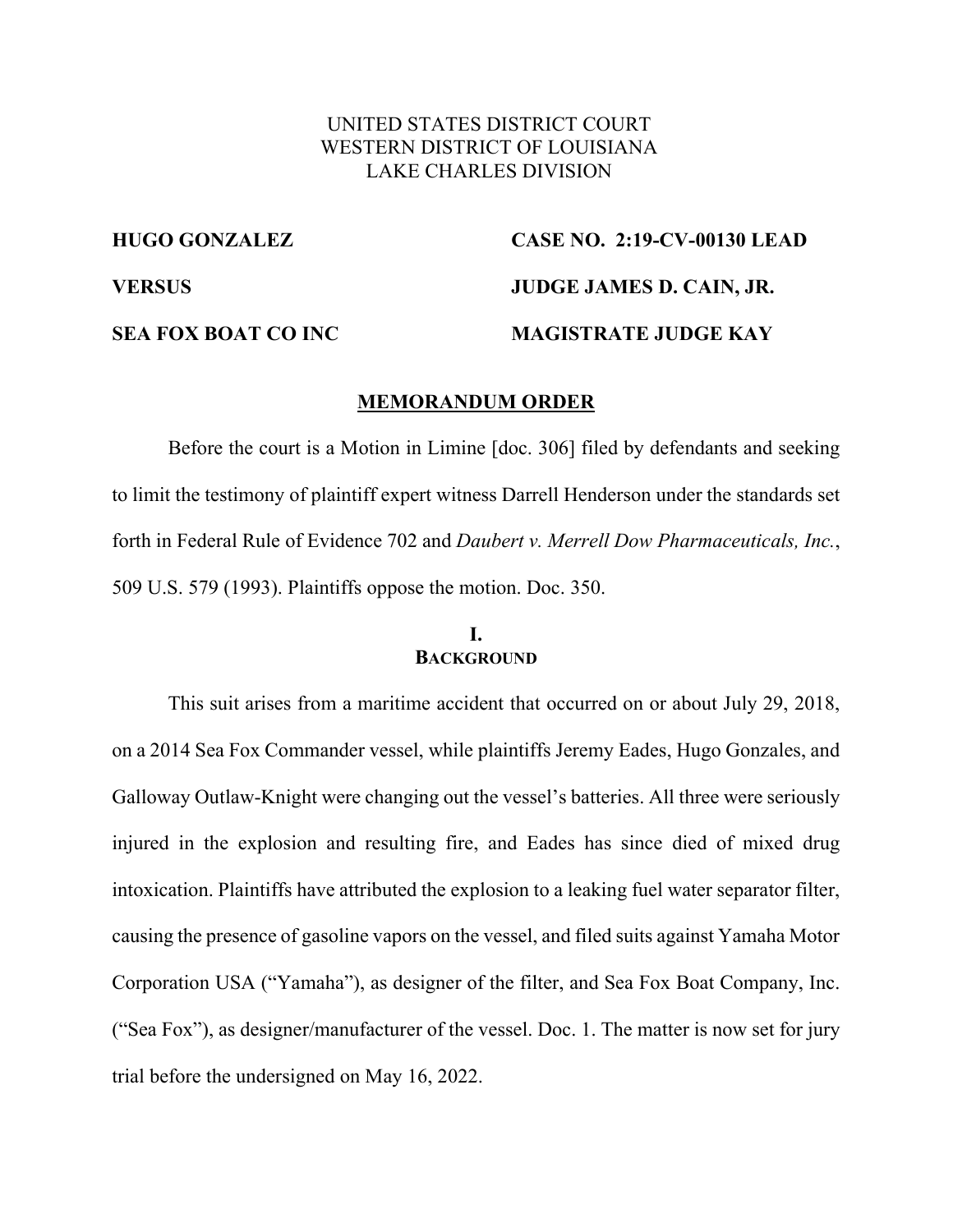UNITED STATES DISTRICT COURT
WESTERN DISTRICT OF LOUISIANA
LAKE CHARLES DIVISION

| | |
|---|---|
| **HUGO GONZALEZ** | **CASE NO. 2:19-CV-00130 LEAD** |
| **VERSUS** | **JUDGE JAMES D. CAIN, JR.** |
| **SEA FOX BOAT CO INC** | **MAGISTRATE JUDGE KAY** |

## MEMORANDUM ORDER

Before the court is a Motion in Limine [doc. 306] filed by defendants and seeking to limit the testimony of plaintiff expert witness Darrell Henderson under the standards set forth in Federal Rule of Evidence 702 and *Daubert v. Merrell Dow Pharmaceuticals, Inc.*, 509 U.S. 579 (1993). Plaintiffs oppose the motion. Doc. 350.

### I. BACKGROUND

This suit arises from a maritime accident that occurred on or about July 29, 2018, on a 2014 Sea Fox Commander vessel, while plaintiffs Jeremy Eades, Hugo Gonzales, and Galloway Outlaw-Knight were changing out the vessel's batteries. All three were seriously injured in the explosion and resulting fire, and Eades has since died of mixed drug intoxication. Plaintiffs have attributed the explosion to a leaking fuel water separator filter, causing the presence of gasoline vapors on the vessel, and filed suits against Yamaha Motor Corporation USA ("Yamaha"), as designer of the filter, and Sea Fox Boat Company, Inc. ("Sea Fox"), as designer/manufacturer of the vessel. Doc. 1. The matter is now set for jury trial before the undersigned on May 16, 2022.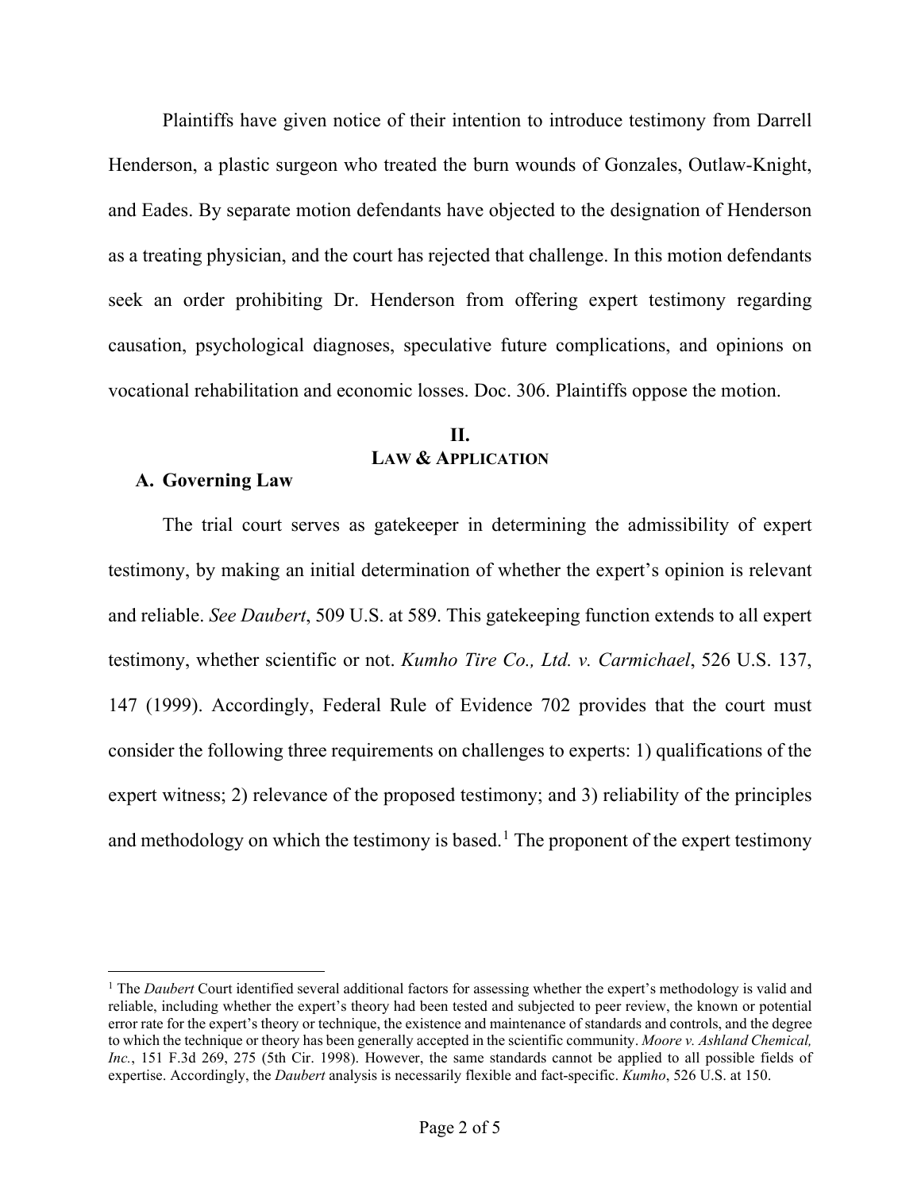Plaintiffs have given notice of their intention to introduce testimony from Darrell Henderson, a plastic surgeon who treated the burn wounds of Gonzales, Outlaw-Knight, and Eades. By separate motion defendants have objected to the designation of Henderson as a treating physician, and the court has rejected that challenge. In this motion defendants seek an order prohibiting Dr. Henderson from offering expert testimony regarding causation, psychological diagnoses, speculative future complications, and opinions on vocational rehabilitation and economic losses. Doc. 306. Plaintiffs oppose the motion.

## II.
## LAW & APPLICATION

### A. Governing Law

The trial court serves as gatekeeper in determining the admissibility of expert testimony, by making an initial determination of whether the expert's opinion is relevant and reliable. *See Daubert*, 509 U.S. at 589. This gatekeeping function extends to all expert testimony, whether scientific or not. *Kumho Tire Co., Ltd. v. Carmichael*, 526 U.S. 137, 147 (1999). Accordingly, Federal Rule of Evidence 702 provides that the court must consider the following three requirements on challenges to experts: 1) qualifications of the expert witness; 2) relevance of the proposed testimony; and 3) reliability of the principles and methodology on which the testimony is based.[1] The proponent of the expert testimony

---

[1] The *Daubert* Court identified several additional factors for assessing whether the expert's methodology is valid and reliable, including whether the expert's theory had been tested and subjected to peer review, the known or potential error rate for the expert's theory or technique, the existence and maintenance of standards and controls, and the degree to which the technique or theory has been generally accepted in the scientific community. *Moore v. Ashland Chemical, Inc.*, 151 F.3d 269, 275 (5th Cir. 1998). However, the same standards cannot be applied to all possible fields of expertise. Accordingly, the *Daubert* analysis is necessarily flexible and fact-specific. *Kumho*, 526 U.S. at 150.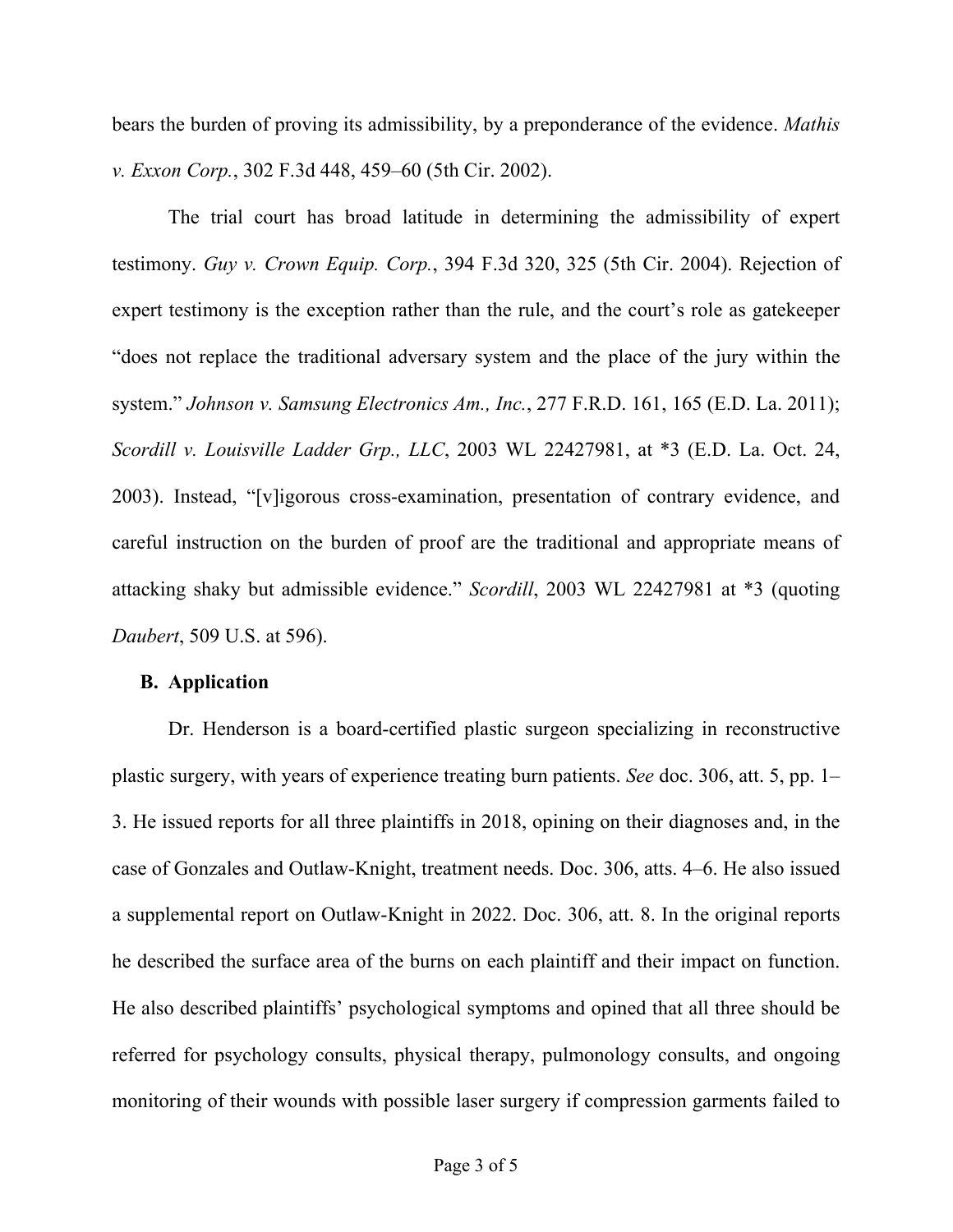bears the burden of proving its admissibility, by a preponderance of the evidence. *Mathis v. Exxon Corp.*, 302 F.3d 448, 459–60 (5th Cir. 2002).

The trial court has broad latitude in determining the admissibility of expert testimony. *Guy v. Crown Equip. Corp.*, 394 F.3d 320, 325 (5th Cir. 2004). Rejection of expert testimony is the exception rather than the rule, and the court's role as gatekeeper "does not replace the traditional adversary system and the place of the jury within the system." *Johnson v. Samsung Electronics Am., Inc.*, 277 F.R.D. 161, 165 (E.D. La. 2011); *Scordill v. Louisville Ladder Grp., LLC*, 2003 WL 22427981, at *3 (E.D. La. Oct. 24, 2003). Instead, "[v]igorous cross-examination, presentation of contrary evidence, and careful instruction on the burden of proof are the traditional and appropriate means of attacking shaky but admissible evidence." *Scordill*, 2003 WL 22427981 at *3 (quoting *Daubert*, 509 U.S. at 596).

### B. Application

Dr. Henderson is a board-certified plastic surgeon specializing in reconstructive plastic surgery, with years of experience treating burn patients. *See* doc. 306, att. 5, pp. 1–3. He issued reports for all three plaintiffs in 2018, opining on their diagnoses and, in the case of Gonzales and Outlaw-Knight, treatment needs. Doc. 306, atts. 4–6. He also issued a supplemental report on Outlaw-Knight in 2022. Doc. 306, att. 8. In the original reports he described the surface area of the burns on each plaintiff and their impact on function. He also described plaintiffs' psychological symptoms and opined that all three should be referred for psychology consults, physical therapy, pulmonology consults, and ongoing monitoring of their wounds with possible laser surgery if compression garments failed to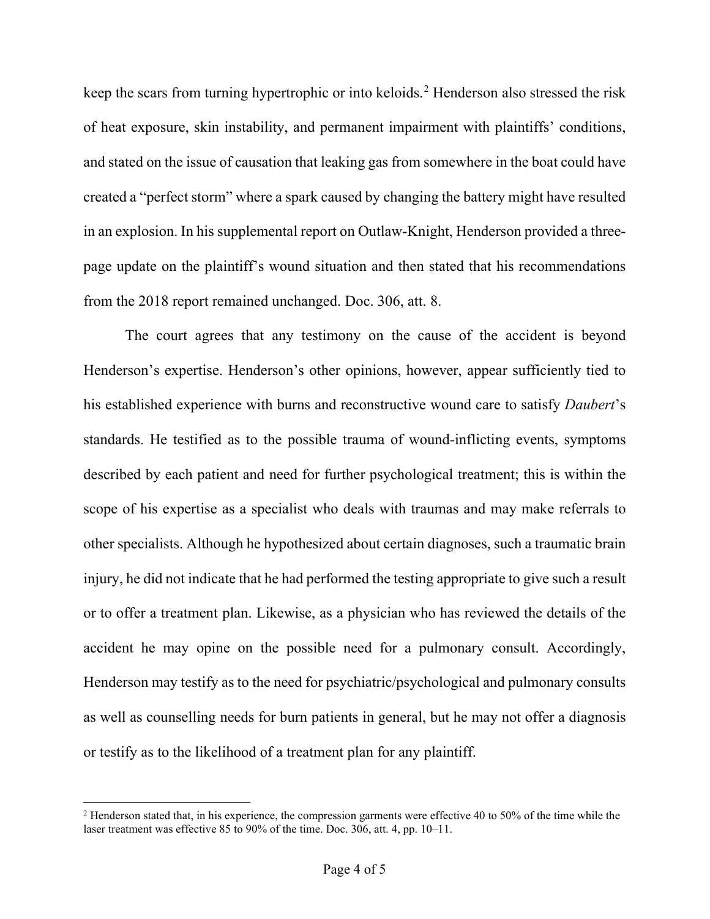keep the scars from turning hypertrophic or into keloids.[2] Henderson also stressed the risk of heat exposure, skin instability, and permanent impairment with plaintiffs' conditions, and stated on the issue of causation that leaking gas from somewhere in the boat could have created a "perfect storm" where a spark caused by changing the battery might have resulted in an explosion. In his supplemental report on Outlaw-Knight, Henderson provided a three-page update on the plaintiff's wound situation and then stated that his recommendations from the 2018 report remained unchanged. Doc. 306, att. 8.

The court agrees that any testimony on the cause of the accident is beyond Henderson's expertise. Henderson's other opinions, however, appear sufficiently tied to his established experience with burns and reconstructive wound care to satisfy *Daubert*'s standards. He testified as to the possible trauma of wound-inflicting events, symptoms described by each patient and need for further psychological treatment; this is within the scope of his expertise as a specialist who deals with traumas and may make referrals to other specialists. Although he hypothesized about certain diagnoses, such a traumatic brain injury, he did not indicate that he had performed the testing appropriate to give such a result or to offer a treatment plan. Likewise, as a physician who has reviewed the details of the accident he may opine on the possible need for a pulmonary consult. Accordingly, Henderson may testify as to the need for psychiatric/psychological and pulmonary consults as well as counselling needs for burn patients in general, but he may not offer a diagnosis or testify as to the likelihood of a treatment plan for any plaintiff.

---

[2] Henderson stated that, in his experience, the compression garments were effective 40 to 50% of the time while the laser treatment was effective 85 to 90% of the time. Doc. 306, att. 4, pp. 10–11.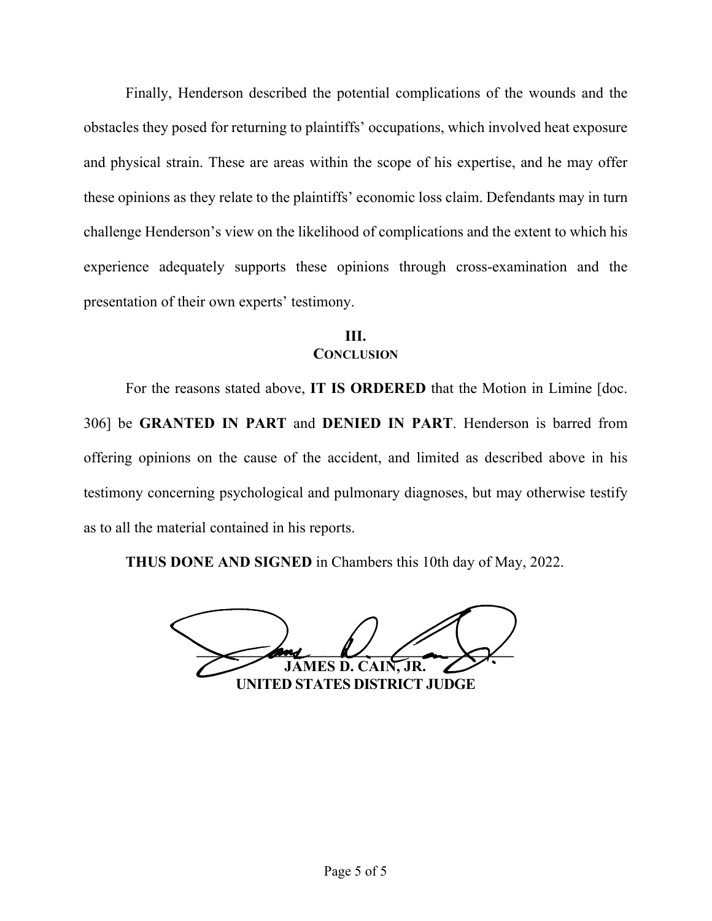Finally, Henderson described the potential complications of the wounds and the obstacles they posed for returning to plaintiffs' occupations, which involved heat exposure and physical strain. These are areas within the scope of his expertise, and he may offer these opinions as they relate to the plaintiffs' economic loss claim. Defendants may in turn challenge Henderson's view on the likelihood of complications and the extent to which his experience adequately supports these opinions through cross-examination and the presentation of their own experts' testimony.

## III.
## CONCLUSION

For the reasons stated above, **IT IS ORDERED** that the Motion in Limine [doc. 306] be **GRANTED IN PART** and **DENIED IN PART**. Henderson is barred from offering opinions on the cause of the accident, and limited as described above in his testimony concerning psychological and pulmonary diagnoses, but may otherwise testify as to all the material contained in his reports.

**THUS DONE AND SIGNED** in Chambers this 10th day of May, 2022.

**JAMES D. CAIN, JR.**
**UNITED STATES DISTRICT JUDGE**